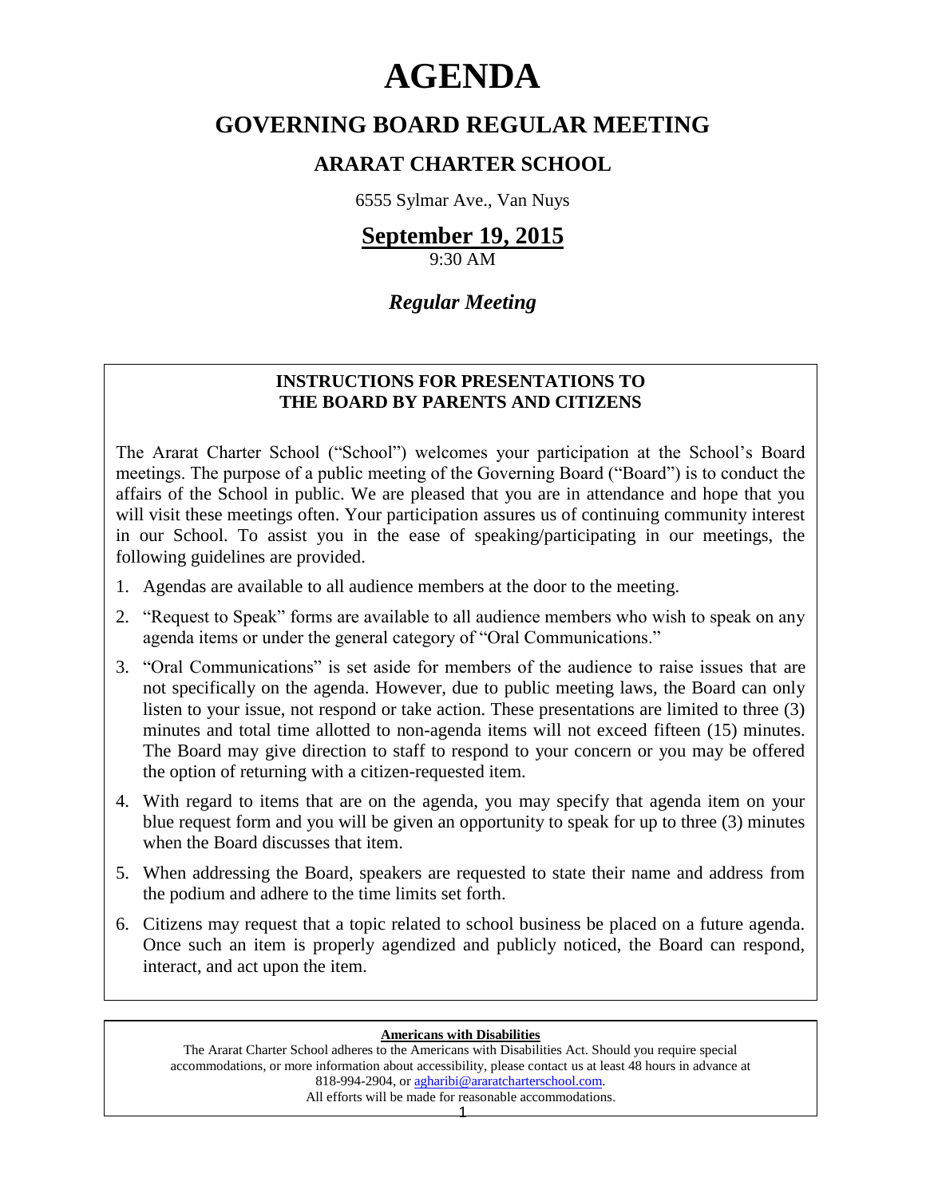# AGENDA

## GOVERNING BOARD REGULAR MEETING

### ARARAT CHARTER SCHOOL

6555 Sylmar Ave., Van Nuys

## September 19, 2015

9:30 AM

### *Regular Meeting*

**INSTRUCTIONS FOR PRESENTATIONS TO THE BOARD BY PARENTS AND CITIZENS**

The Ararat Charter School ("School") welcomes your participation at the School's Board meetings. The purpose of a public meeting of the Governing Board ("Board") is to conduct the affairs of the School in public. We are pleased that you are in attendance and hope that you will visit these meetings often. Your participation assures us of continuing community interest in our School. To assist you in the ease of speaking/participating in our meetings, the following guidelines are provided.

1. Agendas are available to all audience members at the door to the meeting.
2. "Request to Speak" forms are available to all audience members who wish to speak on any agenda items or under the general category of "Oral Communications."
3. "Oral Communications" is set aside for members of the audience to raise issues that are not specifically on the agenda. However, due to public meeting laws, the Board can only listen to your issue, not respond or take action. These presentations are limited to three (3) minutes and total time allotted to non-agenda items will not exceed fifteen (15) minutes. The Board may give direction to staff to respond to your concern or you may be offered the option of returning with a citizen-requested item.
4. With regard to items that are on the agenda, you may specify that agenda item on your blue request form and you will be given an opportunity to speak for up to three (3) minutes when the Board discusses that item.
5. When addressing the Board, speakers are requested to state their name and address from the podium and adhere to the time limits set forth.
6. Citizens may request that a topic related to school business be placed on a future agenda. Once such an item is properly agendized and publicly noticed, the Board can respond, interact, and act upon the item.

**Americans with Disabilities**

The Ararat Charter School adheres to the Americans with Disabilities Act. Should you require special accommodations, or more information about accessibility, please contact us at least 48 hours in advance at 818-994-2904, or agharibi@araratcharterschool.com.
All efforts will be made for reasonable accommodations.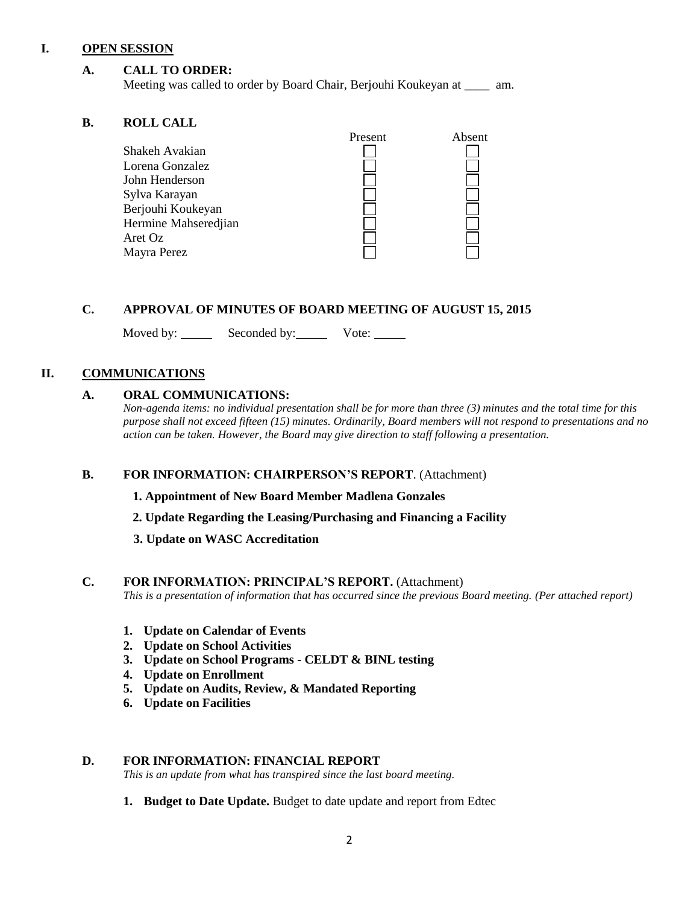## I. OPEN SESSION

### A. CALL TO ORDER:

Meeting was called to order by Board Chair, Berjouhi Koukeyan at ____ am.

### B. ROLL CALL

| | Present | Absent |
|---|---|---|
| Shakeh Avakian | ☐ | ☐ |
| Lorena Gonzalez | ☐ | ☐ |
| John Henderson | ☐ | ☐ |
| Sylva Karayan | ☐ | ☐ |
| Berjouhi Koukeyan | ☐ | ☐ |
| Hermine Mahseredjian | ☐ | ☐ |
| Aret Oz | ☐ | ☐ |
| Mayra Perez | ☐ | ☐ |

### C. APPROVAL OF MINUTES OF BOARD MEETING OF AUGUST 15, 2015

Moved by: _____ Seconded by: _____ Vote: _____

## II. COMMUNICATIONS

### A. ORAL COMMUNICATIONS:

*Non-agenda items: no individual presentation shall be for more than three (3) minutes and the total time for this purpose shall not exceed fifteen (15) minutes. Ordinarily, Board members will not respond to presentations and no action can be taken. However, the Board may give direction to staff following a presentation.*

### B. FOR INFORMATION: CHAIRPERSON'S REPORT. (Attachment)

1. **Appointment of New Board Member Madlena Gonzales**
2. **Update Regarding the Leasing/Purchasing and Financing a Facility**
3. **Update on WASC Accreditation**

### C. FOR INFORMATION: PRINCIPAL'S REPORT. (Attachment)

*This is a presentation of information that has occurred since the previous Board meeting. (Per attached report)*

1. **Update on Calendar of Events**
2. **Update on School Activities**
3. **Update on School Programs - CELDT & BINL testing**
4. **Update on Enrollment**
5. **Update on Audits, Review, & Mandated Reporting**
6. **Update on Facilities**

### D. FOR INFORMATION: FINANCIAL REPORT

*This is an update from what has transpired since the last board meeting.*

1. **Budget to Date Update.** Budget to date update and report from Edtec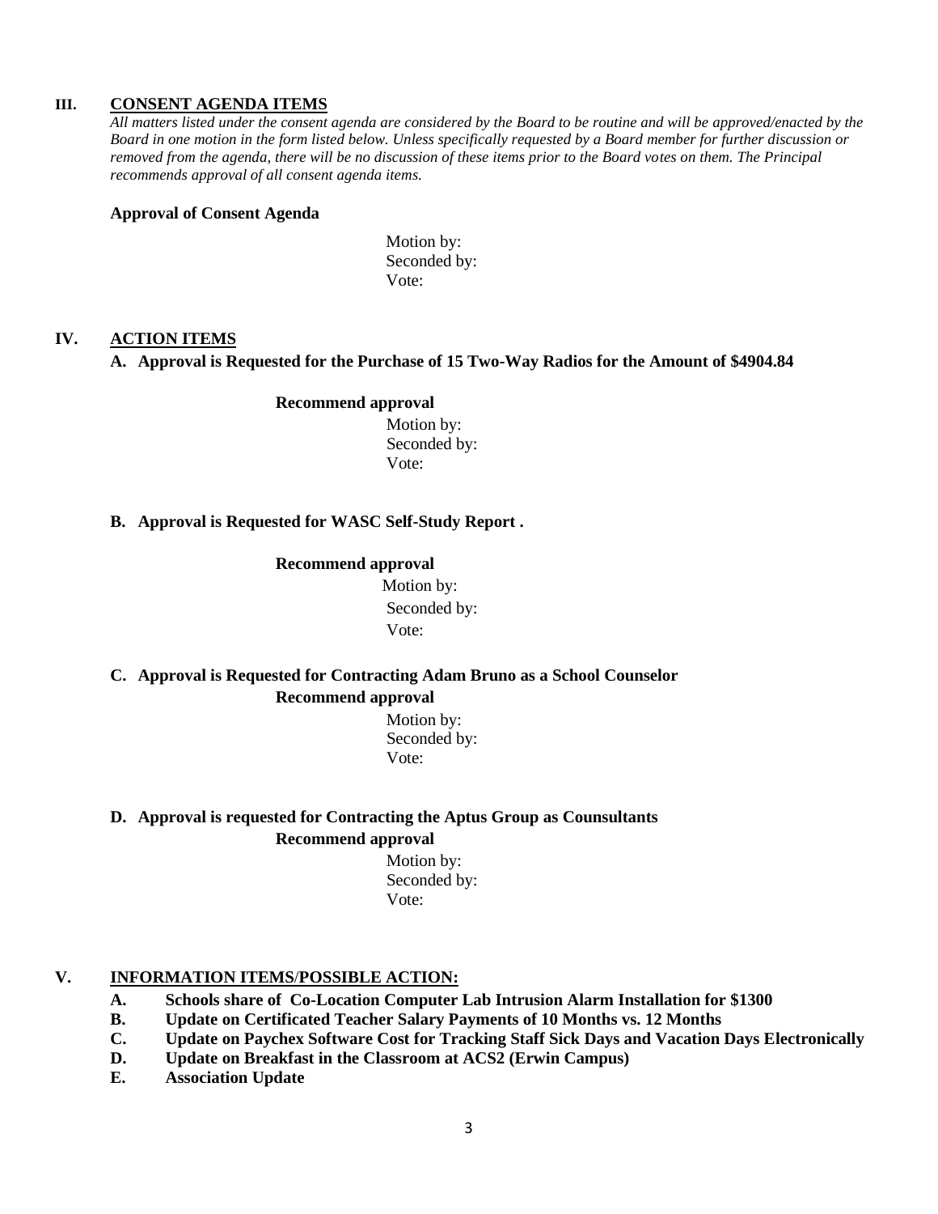## III. CONSENT AGENDA ITEMS

*All matters listed under the consent agenda are considered by the Board to be routine and will be approved/enacted by the Board in one motion in the form listed below. Unless specifically requested by a Board member for further discussion or removed from the agenda, there will be no discussion of these items prior to the Board votes on them. The Principal recommends approval of all consent agenda items.*

**Approval of Consent Agenda**

Motion by:
Seconded by:
Vote:

## IV. ACTION ITEMS

**A. Approval is Requested for the Purchase of 15 Two-Way Radios for the Amount of $4904.84**

**Recommend approval**

Motion by:
Seconded by:
Vote:

**B. Approval is Requested for WASC Self-Study Report .**

**Recommend approval**

Motion by:
Seconded by:
Vote:

**C. Approval is Requested for Contracting Adam Bruno as a School Counselor**

**Recommend approval**

Motion by:
Seconded by:
Vote:

**D. Approval is requested for Contracting the Aptus Group as Counsultants**

**Recommend approval**

Motion by:
Seconded by:
Vote:

## V. INFORMATION ITEMS/POSSIBLE ACTION:

**A. Schools share of Co-Location Computer Lab Intrusion Alarm Installation for $1300**
**B. Update on Certificated Teacher Salary Payments of 10 Months vs. 12 Months**
**C. Update on Paychex Software Cost for Tracking Staff Sick Days and Vacation Days Electronically**
**D. Update on Breakfast in the Classroom at ACS2 (Erwin Campus)**
**E. Association Update**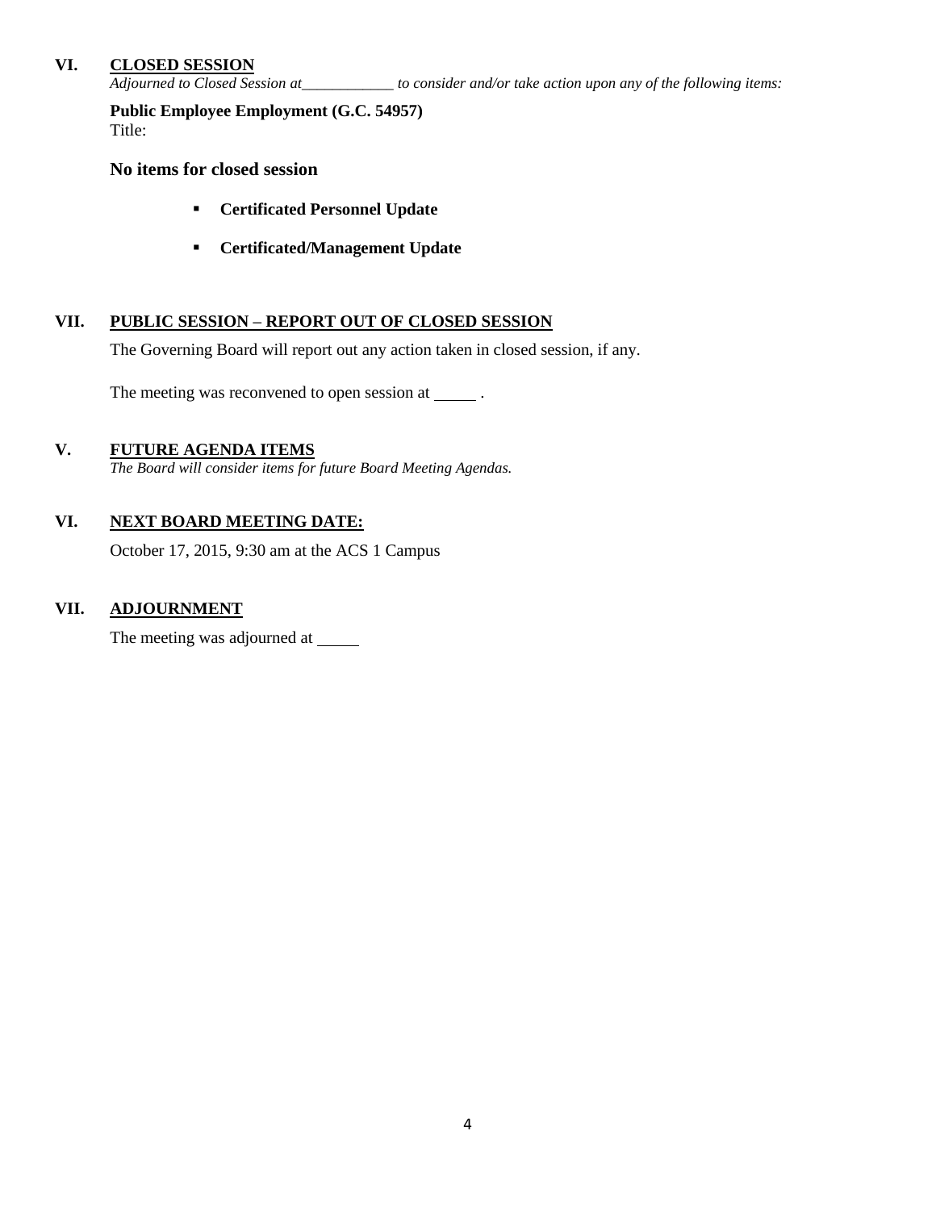## VI. CLOSED SESSION

*Adjourned to Closed Session at____________ to consider and/or take action upon any of the following items:*

**Public Employee Employment (G.C. 54957)**
Title:

### No items for closed session

- **Certificated Personnel Update**
- **Certificated/Management Update**

## VII. PUBLIC SESSION – REPORT OUT OF CLOSED SESSION

The Governing Board will report out any action taken in closed session, if any.

The meeting was reconvened to open session at _____ .

## V. FUTURE AGENDA ITEMS

*The Board will consider items for future Board Meeting Agendas.*

## VI. NEXT BOARD MEETING DATE:

October 17, 2015, 9:30 am at the ACS 1 Campus

## VII. ADJOURNMENT

The meeting was adjourned at _____